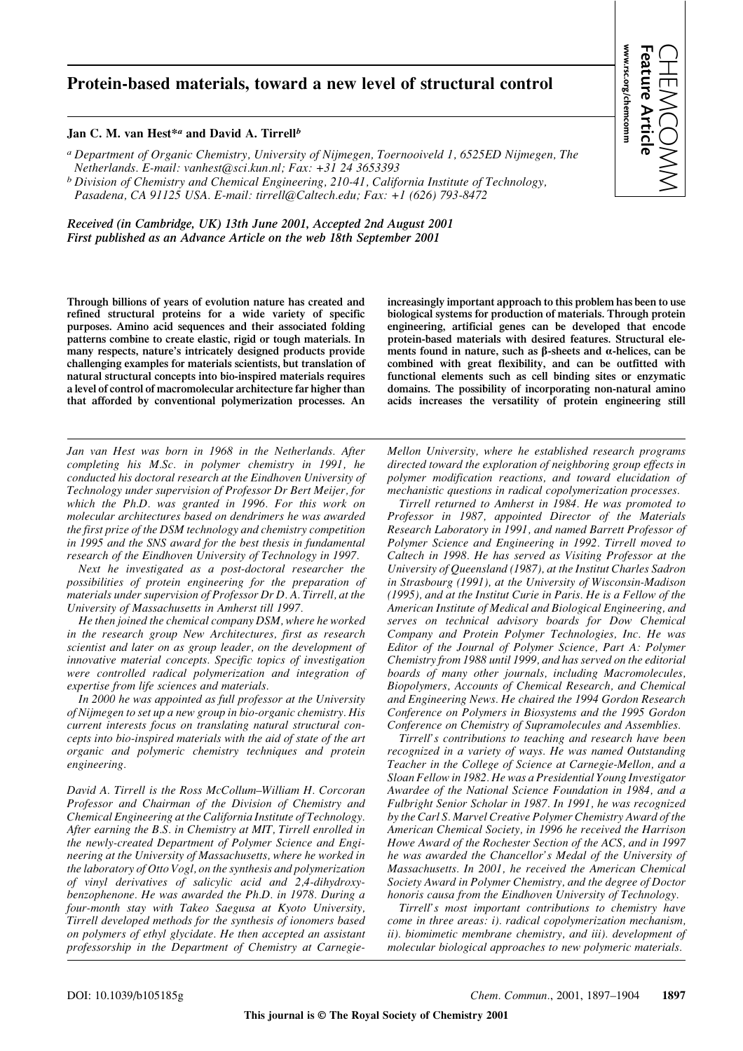# Protein-based materials, toward a new level of structural control

**Jan C. M. van Hest*[a] and David A. Tirrell[b]**

[a] *Department of Organic Chemistry, University of Nijmegen, Toernooiveld 1, 6525ED Nijmegen, The Netherlands. E-mail: vanhest@sci.kun.nl; Fax: +31 24 3653393*

[b] *Division of Chemistry and Chemical Engineering, 210-41, California Institute of Technology, Pasadena, CA 91125 USA. E-mail: tirrell@Caltech.edu; Fax: +1 (626) 793-8472*

***Received (in Cambridge, UK) 13th June 2001, Accepted 2nd August 2001***
***First published as an Advance Article on the web 18th September 2001***

**Through billions of years of evolution nature has created and refined structural proteins for a wide variety of specific purposes. Amino acid sequences and their associated folding patterns combine to create elastic, rigid or tough materials. In many respects, nature's intricately designed products provide challenging examples for materials scientists, but translation of natural structural concepts into bio-inspired materials requires a level of control of macromolecular architecture far higher than that afforded by conventional polymerization processes. An increasingly important approach to this problem has been to use biological systems for production of materials. Through protein engineering, artificial genes can be developed that encode protein-based materials with desired features. Structural elements found in nature, such as β-sheets and α-helices, can be combined with great flexibility, and can be outfitted with functional elements such as cell binding sites or enzymatic domains. The possibility of incorporating non-natural amino acids increases the versatility of protein engineering still**

*Jan van Hest was born in 1968 in the Netherlands. After completing his M.Sc. in polymer chemistry in 1991, he conducted his doctoral research at the Eindhoven University of Technology under supervision of Professor Dr Bert Meijer, for which the Ph.D. was granted in 1996. For this work on molecular architectures based on dendrimers he was awarded the first prize of the DSM technology and chemistry competition in 1995 and the SNS award for the best thesis in fundamental research of the Eindhoven University of Technology in 1997.*

*Next he investigated as a post-doctoral researcher the possibilities of protein engineering for the preparation of materials under supervision of Professor Dr D. A. Tirrell, at the University of Massachusetts in Amherst till 1997.*

*He then joined the chemical company DSM, where he worked in the research group New Architectures, first as research scientist and later on as group leader, on the development of innovative material concepts. Specific topics of investigation were controlled radical polymerization and integration of expertise from life sciences and materials.*

*In 2000 he was appointed as full professor at the University of Nijmegen to set up a new group in bio-organic chemistry. His current interests focus on translating natural structural concepts into bio-inspired materials with the aid of state of the art organic and polymeric chemistry techniques and protein engineering.*

*David A. Tirrell is the Ross McCollum–William H. Corcoran Professor and Chairman of the Division of Chemistry and Chemical Engineering at the California Institute of Technology. After earning the B.S. in Chemistry at MIT, Tirrell enrolled in the newly-created Department of Polymer Science and Engineering at the University of Massachusetts, where he worked in the laboratory of Otto Vogl, on the synthesis and polymerization of vinyl derivatives of salicylic acid and 2,4-dihydroxybenzophenone. He was awarded the Ph.D. in 1978. During a four-month stay with Takeo Saegusa at Kyoto University, Tirrell developed methods for the synthesis of ionomers based on polymers of ethyl glycidate. He then accepted an assistant professorship in the Department of Chemistry at Carnegie-Mellon University, where he established research programs directed toward the exploration of neighboring group effects in polymer modification reactions, and toward elucidation of mechanistic questions in radical copolymerization processes.*

*Tirrell returned to Amherst in 1984. He was promoted to Professor in 1987, appointed Director of the Materials Research Laboratory in 1991, and named Barrett Professor of Polymer Science and Engineering in 1992. Tirrell moved to Caltech in 1998. He has served as Visiting Professor at the University of Queensland (1987), at the Institut Charles Sadron in Strasbourg (1991), at the University of Wisconsin-Madison (1995), and at the Institut Curie in Paris. He is a Fellow of the American Institute of Medical and Biological Engineering, and serves on technical advisory boards for Dow Chemical Company and Protein Polymer Technologies, Inc. He was Editor of the Journal of Polymer Science, Part A: Polymer Chemistry from 1988 until 1999, and has served on the editorial boards of many other journals, including Macromolecules, Biopolymers, Accounts of Chemical Research, and Chemical and Engineering News. He chaired the 1994 Gordon Research Conference on Polymers in Biosystems and the 1995 Gordon Conference on Chemistry of Supramolecules and Assemblies.*

*Tirrell's contributions to teaching and research have been recognized in a variety of ways. He was named Outstanding Teacher in the College of Science at Carnegie-Mellon, and a Sloan Fellow in 1982. He was a Presidential Young Investigator Awardee of the National Science Foundation in 1984, and a Fulbright Senior Scholar in 1987. In 1991, he was recognized by the Carl S. Marvel Creative Polymer Chemistry Award of the American Chemical Society, in 1996 he received the Harrison Howe Award of the Rochester Section of the ACS, and in 1997 he was awarded the Chancellor's Medal of the University of Massachusetts. In 2001, he received the American Chemical Society Award in Polymer Chemistry, and the degree of Doctor honoris causa from the Eindhoven University of Technology.*

*Tirrell's most important contributions to chemistry have come in three areas: i). radical copolymerization mechanism, ii). biomimetic membrane chemistry, and iii). development of molecular biological approaches to new polymeric materials.*

DOI: 10.1039/b105185g

This journal is © The Royal Society of Chemistry 2001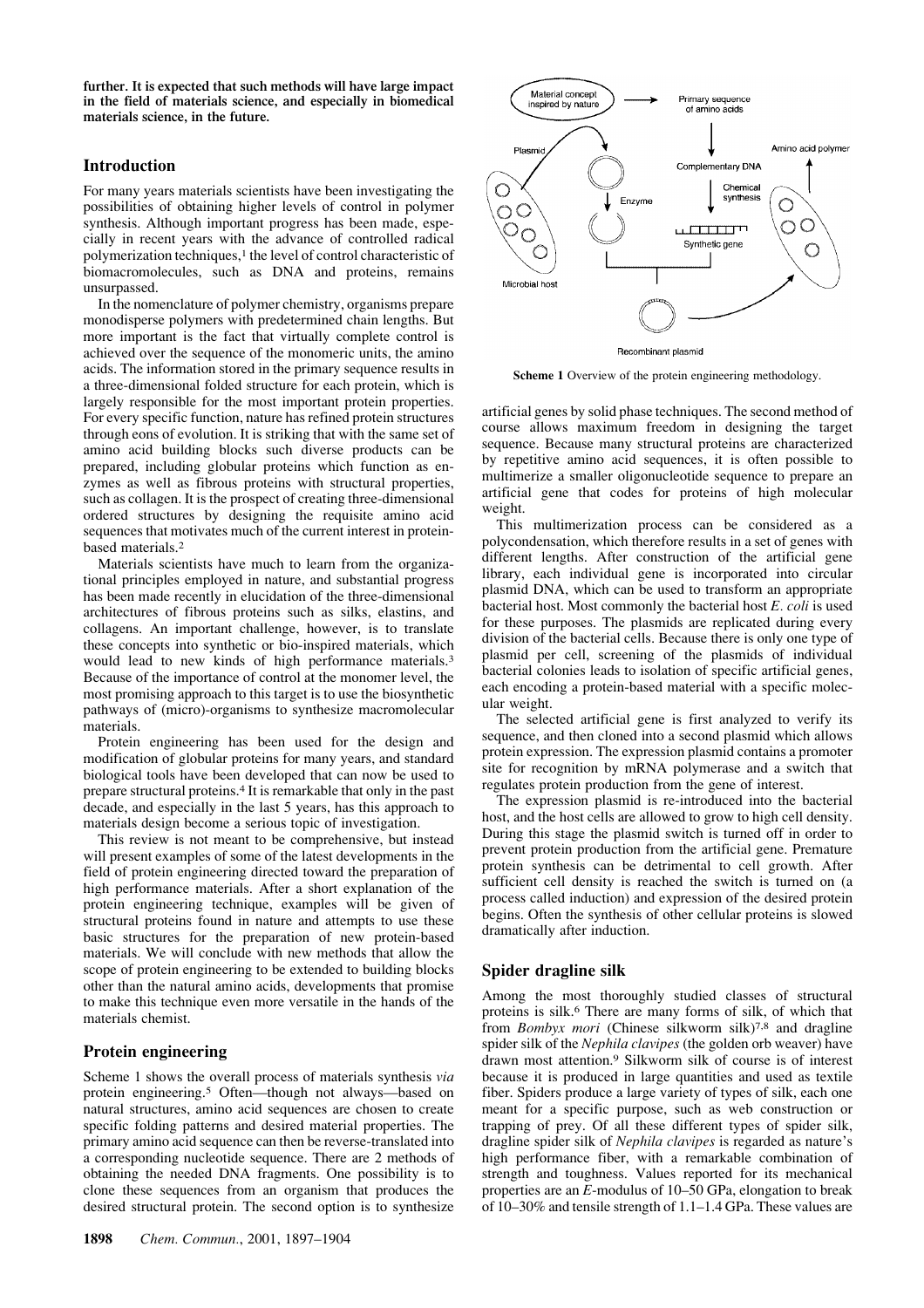**further. It is expected that such methods will have large impact in the field of materials science, and especially in biomedical materials science, in the future.**

## Introduction

For many years materials scientists have been investigating the possibilities of obtaining higher levels of control in polymer synthesis. Although important progress has been made, especially in recent years with the advance of controlled radical polymerization techniques,[1] the level of control characteristic of biomacromolecules, such as DNA and proteins, remains unsurpassed.

In the nomenclature of polymer chemistry, organisms prepare monodisperse polymers with predetermined chain lengths. But more important is the fact that virtually complete control is achieved over the sequence of the monomeric units, the amino acids. The information stored in the primary sequence results in a three-dimensional folded structure for each protein, which is largely responsible for the most important protein properties. For every specific function, nature has refined protein structures through eons of evolution. It is striking that with the same set of amino acid building blocks such diverse products can be prepared, including globular proteins which function as enzymes as well as fibrous proteins with structural properties, such as collagen. It is the prospect of creating three-dimensional ordered structures by designing the requisite amino acid sequences that motivates much of the current interest in protein-based materials.[2]

Materials scientists have much to learn from the organizational principles employed in nature, and substantial progress has been made recently in elucidation of the three-dimensional architectures of fibrous proteins such as silks, elastins, and collagens. An important challenge, however, is to translate these concepts into synthetic or bio-inspired materials, which would lead to new kinds of high performance materials.[3] Because of the importance of control at the monomer level, the most promising approach to this target is to use the biosynthetic pathways of (micro)-organisms to synthesize macromolecular materials.

Protein engineering has been used for the design and modification of globular proteins for many years, and standard biological tools have been developed that can now be used to prepare structural proteins.[4] It is remarkable that only in the past decade, and especially in the last 5 years, has this approach to materials design become a serious topic of investigation.

This review is not meant to be comprehensive, but instead will present examples of some of the latest developments in the field of protein engineering directed toward the preparation of high performance materials. After a short explanation of the protein engineering technique, examples will be given of structural proteins found in nature and attempts to use these basic structures for the preparation of new protein-based materials. We will conclude with new methods that allow the scope of protein engineering to be extended to building blocks other than the natural amino acids, developments that promise to make this technique even more versatile in the hands of the materials chemist.

## Protein engineering

Scheme 1 shows the overall process of materials synthesis *via* protein engineering.[5] Often—though not always—based on natural structures, amino acid sequences are chosen to create specific folding patterns and desired material properties. The primary amino acid sequence can then be reverse-translated into a corresponding nucleotide sequence. There are 2 methods of obtaining the needed DNA fragments. One possibility is to clone these sequences from an organism that produces the desired structural protein. The second option is to synthesize artificial genes by solid phase techniques. The second method of course allows maximum freedom in designing the target sequence. Because many structural proteins are characterized by repetitive amino acid sequences, it is often possible to multimerize a smaller oligonucleotide sequence to prepare an artificial gene that codes for proteins of high molecular weight.

**Scheme 1** Overview of the protein engineering methodology.

This multimerization process can be considered as a polycondensation, which therefore results in a set of genes with different lengths. After construction of the artificial gene library, each individual gene is incorporated into circular plasmid DNA, which can be used to transform an appropriate bacterial host. Most commonly the bacterial host *E. coli* is used for these purposes. The plasmids are replicated during every division of the bacterial cells. Because there is only one type of plasmid per cell, screening of the plasmids of individual bacterial colonies leads to isolation of specific artificial genes, each encoding a protein-based material with a specific molecular weight.

The selected artificial gene is first analyzed to verify its sequence, and then cloned into a second plasmid which allows protein expression. The expression plasmid contains a promoter site for recognition by mRNA polymerase and a switch that regulates protein production from the gene of interest.

The expression plasmid is re-introduced into the bacterial host, and the host cells are allowed to grow to high cell density. During this stage the plasmid switch is turned off in order to prevent protein production from the artificial gene. Premature protein synthesis can be detrimental to cell growth. After sufficient cell density is reached the switch is turned on (a process called induction) and expression of the desired protein begins. Often the synthesis of other cellular proteins is slowed dramatically after induction.

## Spider dragline silk

Among the most thoroughly studied classes of structural proteins is silk.[6] There are many forms of silk, of which that from *Bombyx mori* (Chinese silkworm silk)[7,8] and dragline spider silk of the *Nephila clavipes* (the golden orb weaver) have drawn most attention.[9] Silkworm silk of course is of interest because it is produced in large quantities and used as textile fiber. Spiders produce a large variety of types of silk, each one meant for a specific purpose, such as web construction or trapping of prey. Of all these different types of spider silk, dragline spider silk of *Nephila clavipes* is regarded as nature's high performance fiber, with a remarkable combination of strength and toughness. Values reported for its mechanical properties are an *E*-modulus of 10–50 GPa, elongation to break of 10–30% and tensile strength of 1.1–1.4 GPa. These values are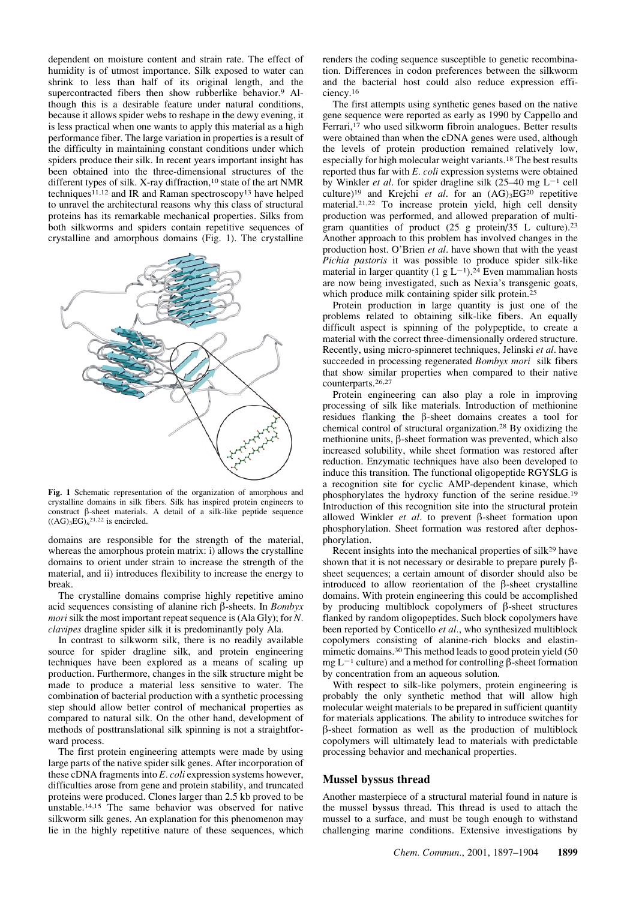dependent on moisture content and strain rate. The effect of humidity is of utmost importance. Silk exposed to water can shrink to less than half of its original length, and the supercontracted fibers then show rubberlike behavior.[9] Although this is a desirable feature under natural conditions, because it allows spider webs to reshape in the dewy evening, it is less practical when one wants to apply this material as a high performance fiber. The large variation in properties is a result of the difficulty in maintaining constant conditions under which spiders produce their silk. In recent years important insight has been obtained into the three-dimensional structures of the different types of silk. X-ray diffraction,[10] state of the art NMR techniques[11,12] and IR and Raman spectroscopy[13] have helped to unravel the architectural reasons why this class of structural proteins has its remarkable mechanical properties. Silks from both silkworms and spiders contain repetitive sequences of crystalline and amorphous domains (Fig. 1). The crystalline domains are responsible for the strength of the material, whereas the amorphous protein matrix: i) allows the crystalline domains to orient under strain to increase the strength of the material, and ii) introduces flexibility to increase the energy to break.

**Fig. 1** Schematic representation of the organization of amorphous and crystalline domains in silk fibers. Silk has inspired protein engineers to construct β-sheet materials. A detail of a silk-like peptide sequence $((AG)_3EG)_n$[21,22] is encircled.

The crystalline domains comprise highly repetitive amino acid sequences consisting of alanine rich β-sheets. In *Bombyx mori* silk the most important repeat sequence is (Ala Gly); for *N. clavipes* dragline spider silk it is predominantly poly Ala.

In contrast to silkworm silk, there is no readily available source for spider dragline silk, and protein engineering techniques have been explored as a means of scaling up production. Furthermore, changes in the silk structure might be made to produce a material less sensitive to water. The combination of bacterial production with a synthetic processing step should allow better control of mechanical properties as compared to natural silk. On the other hand, development of methods of posttranslational silk spinning is not a straightforward process.

The first protein engineering attempts were made by using large parts of the native spider silk genes. After incorporation of these cDNA fragments into *E. coli* expression systems however, difficulties arose from gene and protein stability, and truncated proteins were produced. Clones larger than 2.5 kb proved to be unstable.[14,15] The same behavior was observed for native silkworm silk genes. An explanation for this phenomenon may lie in the highly repetitive nature of these sequences, which renders the coding sequence susceptible to genetic recombination. Differences in codon preferences between the silkworm and the bacterial host could also reduce expression efficiency.[16]

The first attempts using synthetic genes based on the native gene sequence were reported as early as 1990 by Cappello and Ferrari,[17] who used silkworm fibroin analogues. Better results were obtained than when the cDNA genes were used, although the levels of protein production remained relatively low, especially for high molecular weight variants.[18] The best results reported thus far with *E. coli* expression systems were obtained by Winkler *et al*. for spider dragline silk (25–40 mg $L^{-1}$ cell culture)[19] and Krejchi *et al*. for an $(AG)_3EG$[20] repetitive material.[21,22] To increase protein yield, high cell density production was performed, and allowed preparation of multigram quantities of product (25 g protein/35 L culture).[23] Another approach to this problem has involved changes in the production host. O'Brien *et al*. have shown that with the yeast *Pichia pastoris* it was possible to produce spider silk-like material in larger quantity (1 g $L^{-1}$).[24] Even mammalian hosts are now being investigated, such as Nexia's transgenic goats, which produce milk containing spider silk protein.[25]

Protein production in large quantity is just one of the problems related to obtaining silk-like fibers. An equally difficult aspect is spinning of the polypeptide, to create a material with the correct three-dimensionally ordered structure. Recently, using micro-spinneret techniques, Jelinski *et al*. have succeeded in processing regenerated *Bombyx mori* silk fibers that show similar properties when compared to their native counterparts.[26,27]

Protein engineering can also play a role in improving processing of silk like materials. Introduction of methionine residues flanking the β-sheet domains creates a tool for chemical control of structural organization.[28] By oxidizing the methionine units, β-sheet formation was prevented, which also increased solubility, while sheet formation was restored after reduction. Enzymatic techniques have also been developed to induce this transition. The functional oligopeptide RGYSLG is a recognition site for cyclic AMP-dependent kinase, which phosphorylates the hydroxy function of the serine residue.[19] Introduction of this recognition site into the structural protein allowed Winkler *et al*. to prevent β-sheet formation upon phosphorylation. Sheet formation was restored after dephosphorylation.

Recent insights into the mechanical properties of silk[29] have shown that it is not necessary or desirable to prepare purely β-sheet sequences; a certain amount of disorder should also be introduced to allow reorientation of the β-sheet crystalline domains. With protein engineering this could be accomplished by producing multiblock copolymers of β-sheet structures flanked by random oligopeptides. Such block copolymers have been reported by Conticello *et al*., who synthesized multiblock copolymers consisting of alanine-rich blocks and elastin-mimetic domains.[30] This method leads to good protein yield (50 mg $L^{-1}$ culture) and a method for controlling β-sheet formation by concentration from an aqueous solution.

With respect to silk-like polymers, protein engineering is probably the only synthetic method that will allow high molecular weight materials to be prepared in sufficient quantity for materials applications. The ability to introduce switches for β-sheet formation as well as the production of multiblock copolymers will ultimately lead to materials with predictable processing behavior and mechanical properties.

## Mussel byssus thread

Another masterpiece of a structural material found in nature is the mussel byssus thread. This thread is used to attach the mussel to a surface, and must be tough enough to withstand challenging marine conditions. Extensive investigations by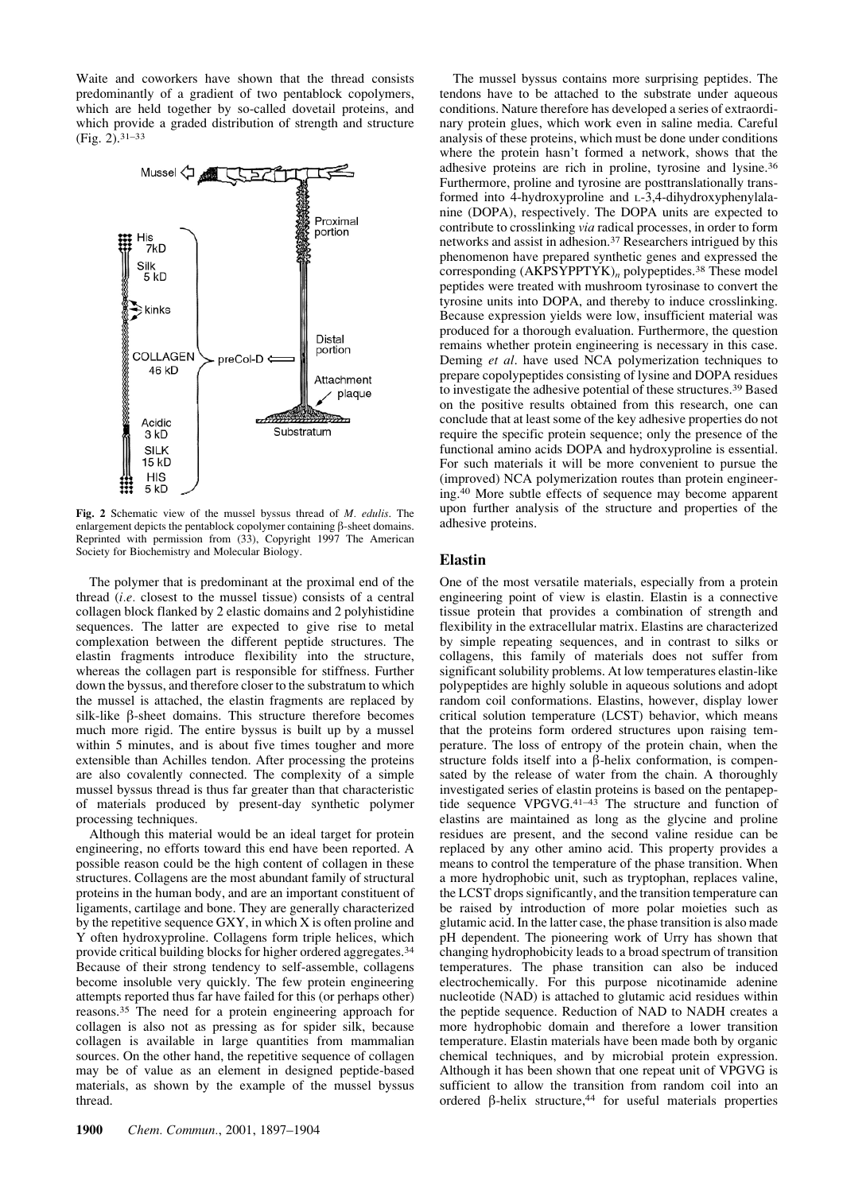Waite and coworkers have shown that the thread consists predominantly of a gradient of two pentablock copolymers, which are held together by so-called dovetail proteins, and which provide a graded distribution of strength and structure (Fig. 2).[31–33]

**Fig. 2** Schematic view of the mussel byssus thread of *M. edulis*. The enlargement depicts the pentablock copolymer containing β-sheet domains. Reprinted with permission from (33), Copyright 1997 The American Society for Biochemistry and Molecular Biology.

The polymer that is predominant at the proximal end of the thread (*i.e.* closest to the mussel tissue) consists of a central collagen block flanked by 2 elastic domains and 2 polyhistidine sequences. The latter are expected to give rise to metal complexation between the different peptide structures. The elastin fragments introduce flexibility into the structure, whereas the collagen part is responsible for stiffness. Further down the byssus, and therefore closer to the substratum to which the mussel is attached, the elastin fragments are replaced by silk-like β-sheet domains. This structure therefore becomes much more rigid. The entire byssus is built up by a mussel within 5 minutes, and is about five times tougher and more extensible than Achilles tendon. After processing the proteins are also covalently connected. The complexity of a simple mussel byssus thread is thus far greater than that characteristic of materials produced by present-day synthetic polymer processing techniques.

Although this material would be an ideal target for protein engineering, no efforts toward this end have been reported. A possible reason could be the high content of collagen in these structures. Collagens are the most abundant family of structural proteins in the human body, and are an important constituent of ligaments, cartilage and bone. They are generally characterized by the repetitive sequence GXY, in which X is often proline and Y often hydroxyproline. Collagens form triple helices, which provide critical building blocks for higher ordered aggregates.[34] Because of their strong tendency to self-assemble, collagens become insoluble very quickly. The few protein engineering attempts reported thus far have failed for this (or perhaps other) reasons.[35] The need for a protein engineering approach for collagen is also not as pressing as for spider silk, because collagen is available in large quantities from mammalian sources. On the other hand, the repetitive sequence of collagen may be of value as an element in designed peptide-based materials, as shown by the example of the mussel byssus thread.

The mussel byssus contains more surprising peptides. The tendons have to be attached to the substrate under aqueous conditions. Nature therefore has developed a series of extraordinary protein glues, which work even in saline media. Careful analysis of these proteins, which must be done under conditions where the protein hasn't formed a network, shows that the adhesive proteins are rich in proline, tyrosine and lysine.[36] Furthermore, proline and tyrosine are posttranslationally transformed into 4-hydroxyproline and L-3,4-dihydroxyphenylalanine (DOPA), respectively. The DOPA units are expected to contribute to crosslinking *via* radical processes, in order to form networks and assist in adhesion.[37] Researchers intrigued by this phenomenon have prepared synthetic genes and expressed the corresponding $(AKPSYPPTYK)_n$ polypeptides.[38] These model peptides were treated with mushroom tyrosinase to convert the tyrosine units into DOPA, and thereby to induce crosslinking. Because expression yields were low, insufficient material was produced for a thorough evaluation. Furthermore, the question remains whether protein engineering is necessary in this case. Deming *et al*. have used NCA polymerization techniques to prepare copolypeptides consisting of lysine and DOPA residues to investigate the adhesive potential of these structures.[39] Based on the positive results obtained from this research, one can conclude that at least some of the key adhesive properties do not require the specific protein sequence; only the presence of the functional amino acids DOPA and hydroxyproline is essential. For such materials it will be more convenient to pursue the (improved) NCA polymerization routes than protein engineering.[40] More subtle effects of sequence may become apparent upon further analysis of the structure and properties of the adhesive proteins.

## Elastin

One of the most versatile materials, especially from a protein engineering point of view is elastin. Elastin is a connective tissue protein that provides a combination of strength and flexibility in the extracellular matrix. Elastins are characterized by simple repeating sequences, and in contrast to silks or collagens, this family of materials does not suffer from significant solubility problems. At low temperatures elastin-like polypeptides are highly soluble in aqueous solutions and adopt random coil conformations. Elastins, however, display lower critical solution temperature (LCST) behavior, which means that the proteins form ordered structures upon raising temperature. The loss of entropy of the protein chain, when the structure folds itself into a β-helix conformation, is compensated by the release of water from the chain. A thoroughly investigated series of elastin proteins is based on the pentapeptide sequence VPGVG.[41–43] The structure and function of elastins are maintained as long as the glycine and proline residues are present, and the second valine residue can be replaced by any other amino acid. This property provides a means to control the temperature of the phase transition. When a more hydrophobic unit, such as tryptophan, replaces valine, the LCST drops significantly, and the transition temperature can be raised by introduction of more polar moieties such as glutamic acid. In the latter case, the phase transition is also made pH dependent. The pioneering work of Urry has shown that changing hydrophobicity leads to a broad spectrum of transition temperatures. The phase transition can also be induced electrochemically. For this purpose nicotinamide adenine nucleotide (NAD) is attached to glutamic acid residues within the peptide sequence. Reduction of NAD to NADH creates a more hydrophobic domain and therefore a lower transition temperature. Elastin materials have been made both by organic chemical techniques, and by microbial protein expression. Although it has been shown that one repeat unit of VPGVG is sufficient to allow the transition from random coil into an ordered β-helix structure,[44] for useful materials properties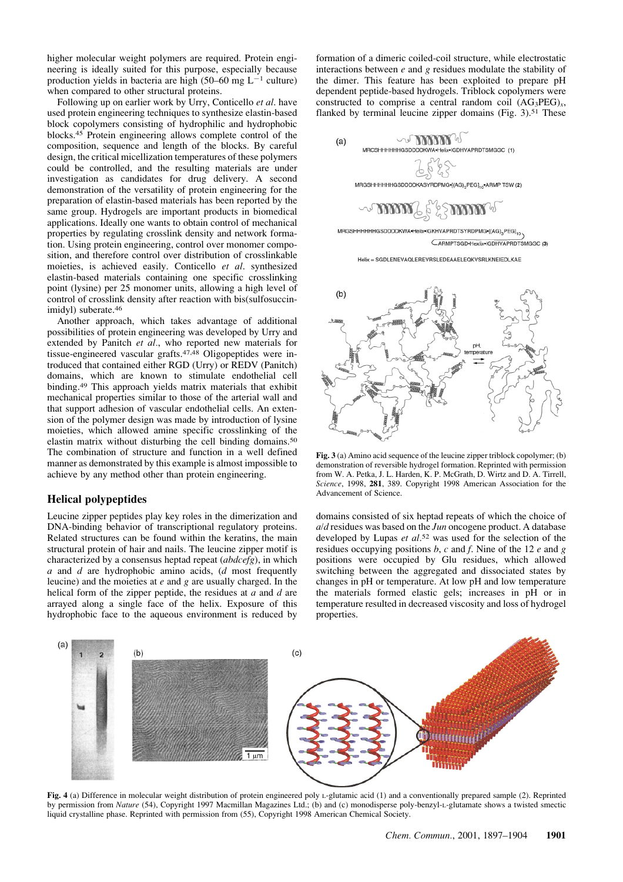higher molecular weight polymers are required. Protein engineering is ideally suited for this purpose, especially because production yields in bacteria are high (50–60 mg $L^{-1}$ culture) when compared to other structural proteins.

Following up on earlier work by Urry, Conticello *et al*. have used protein engineering techniques to synthesize elastin-based block copolymers consisting of hydrophilic and hydrophobic blocks.[45] Protein engineering allows complete control of the composition, sequence and length of the blocks. By careful design, the critical micellization temperatures of these polymers could be controlled, and the resulting materials are under investigation as candidates for drug delivery. A second demonstration of the versatility of protein engineering for the preparation of elastin-based materials has been reported by the same group. Hydrogels are important products in biomedical applications. Ideally one wants to obtain control of mechanical properties by regulating crosslink density and network formation. Using protein engineering, control over monomer composition, and therefore control over distribution of crosslinkable moieties, is achieved easily. Conticello *et al*. synthesized elastin-based materials containing one specific crosslinking point (lysine) per 25 monomer units, allowing a high level of control of crosslink density after reaction with bis(sulfosuccinimidyl) suberate.[46]

Another approach, which takes advantage of additional possibilities of protein engineering was developed by Urry and extended by Panitch *et al*., who reported new materials for tissue-engineered vascular grafts.[47,48] Oligopeptides were introduced that contained either RGD (Urry) or REDV (Panitch) domains, which are known to stimulate endothelial cell binding.[49] This approach yields matrix materials that exhibit mechanical properties similar to those of the arterial wall and that support adhesion of vascular endothelial cells. An extension of the polymer design was made by introduction of lysine moieties, which allowed amine specific crosslinking of the elastin matrix without disturbing the cell binding domains.[50] The combination of structure and function in a well defined manner as demonstrated by this example is almost impossible to achieve by any method other than protein engineering.

## Helical polypeptides

Leucine zipper peptides play key roles in the dimerization and DNA-binding behavior of transcriptional regulatory proteins. Related structures can be found within the keratins, the main structural protein of hair and nails. The leucine zipper motif is characterized by a consensus heptad repeat (*abdcefg*), in which *a* and *d* are hydrophobic amino acids, (*d* most frequently leucine) and the moieties at *e* and *g* are usually charged. In the helical form of the zipper peptide, the residues at *a* and *d* are arrayed along a single face of the helix. Exposure of this hydrophobic face to the aqueous environment is reduced by formation of a dimeric coiled-coil structure, while electrostatic interactions between *e* and *g* residues modulate the stability of the dimer. This feature has been exploited to prepare pH dependent peptide-based hydrogels. Triblock copolymers were constructed to comprise a central random coil $(AG_3PEG)_x$, flanked by terminal leucine zipper domains (Fig. 3).[51] These domains consisted of six heptad repeats of which the choice of *a*/*d* residues was based on the *Jun* oncogene product. A database developed by Lupas *et al*.[52] was used for the selection of the residues occupying positions *b*, *c* and *f*. Nine of the 12 *e* and *g* positions were occupied by Glu residues, which allowed switching between the aggregated and dissociated states by changes in pH or temperature. At low pH and low temperature the materials formed elastic gels; increases in pH or in temperature resulted in decreased viscosity and loss of hydrogel properties.

MRCSHHHHHHGSDDDDKWA•Helix•IGDHVAPRDTSMGGC (1)

MRGSHHHHHHGSDDDDKASYRDPMG•[(AG)$_3$PEG]$_{10}$•ARMP TSW (2)

MRGSHHHHHHGSDDDDKWA•Helix•IGKHVAPRDTSYRDPMG•[(AG)$_3$PEG]$_{10}$•ARMPTSGD•Helix•IGDHVAPRDTSMGGC (3)

Helix = SGDLENEVAQLEREVRSLEDEAAELEQKVSRLKNEIEDLKAE

**Fig. 3** (a) Amino acid sequence of the leucine zipper triblock copolymer; (b) demonstration of reversible hydrogel formation. Reprinted with permission from W. A. Petka, J. L. Harden, K. P. McGrath, D. Wirtz and D. A. Tirrell, *Science*, 1998, **281**, 389. Copyright 1998 American Association for the Advancement of Science.

**Fig. 4** (a) Difference in molecular weight distribution of protein engineered poly L-glutamic acid (1) and a conventionally prepared sample (2). Reprinted by permission from *Nature* (54), Copyright 1997 Macmillan Magazines Ltd.; (b) and (c) monodisperse poly-benzyl-L-glutamate shows a twisted smectic liquid crystalline phase. Reprinted with permission from (55), Copyright 1998 American Chemical Society.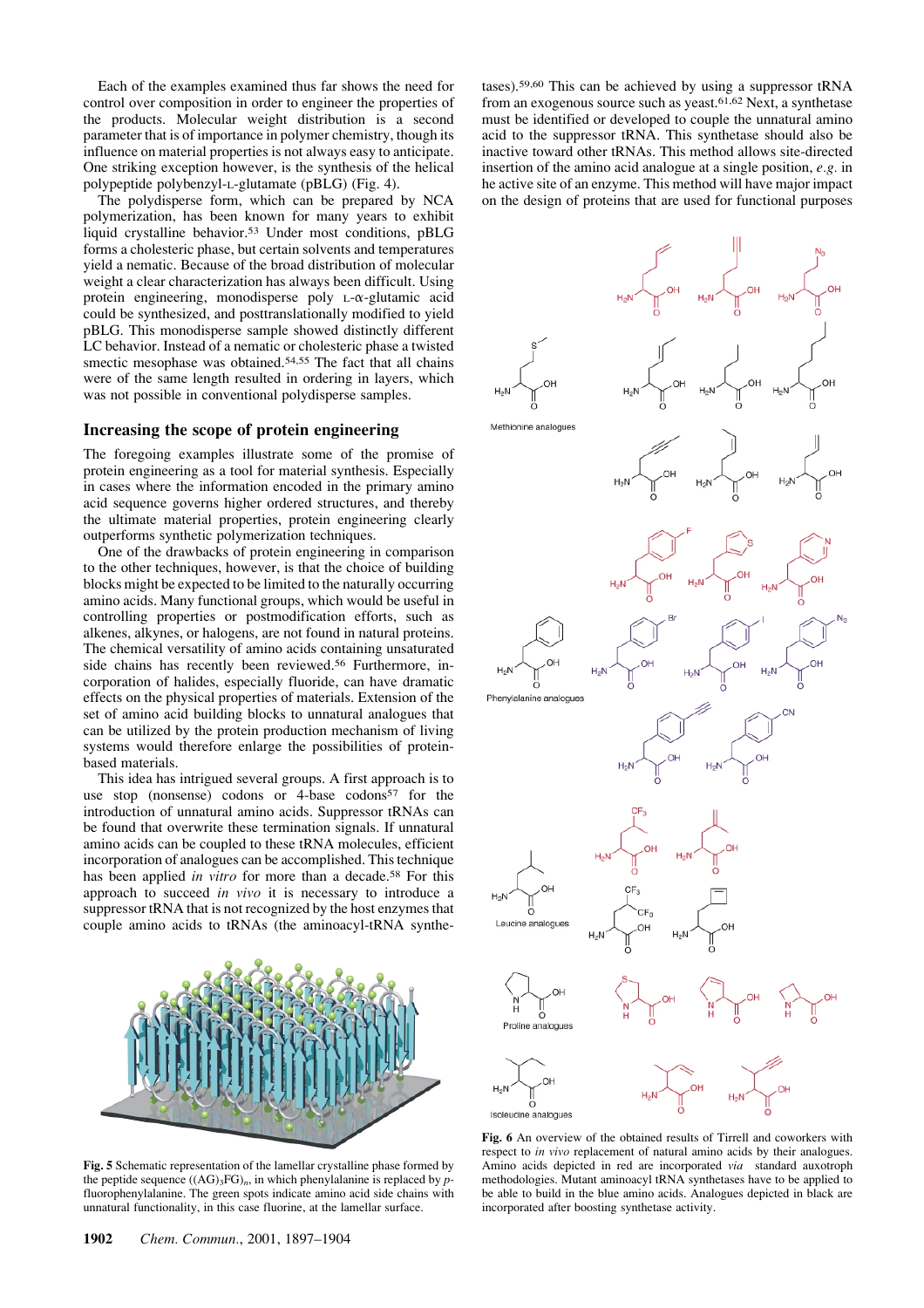Each of the examples examined thus far shows the need for control over composition in order to engineer the properties of the products. Molecular weight distribution is a second parameter that is of importance in polymer chemistry, though its influence on material properties is not always easy to anticipate. One striking exception however, is the synthesis of the helical polypeptide polybenzyl-L-glutamate (pBLG) (Fig. 4).

The polydisperse form, which can be prepared by NCA polymerization, has been known for many years to exhibit liquid crystalline behavior.[53] Under most conditions, pBLG forms a cholesteric phase, but certain solvents and temperatures yield a nematic. Because of the broad distribution of molecular weight a clear characterization has always been difficult. Using protein engineering, monodisperse poly L-α-glutamic acid could be synthesized, and posttranslationally modified to yield pBLG. This monodisperse sample showed distinctly different LC behavior. Instead of a nematic or cholesteric phase a twisted smectic mesophase was obtained.[54,55] The fact that all chains were of the same length resulted in ordering in layers, which was not possible in conventional polydisperse samples.

## Increasing the scope of protein engineering

The foregoing examples illustrate some of the promise of protein engineering as a tool for material synthesis. Especially in cases where the information encoded in the primary amino acid sequence governs higher ordered structures, and thereby the ultimate material properties, protein engineering clearly outperforms synthetic polymerization techniques.

One of the drawbacks of protein engineering in comparison to the other techniques, however, is that the choice of building blocks might be expected to be limited to the naturally occurring amino acids. Many functional groups, which would be useful in controlling properties or postmodification efforts, such as alkenes, alkynes, or halogens, are not found in natural proteins. The chemical versatility of amino acids containing unsaturated side chains has recently been reviewed.[56] Furthermore, incorporation of halides, especially fluoride, can have dramatic effects on the physical properties of materials. Extension of the set of amino acid building blocks to unnatural analogues that can be utilized by the protein production mechanism of living systems would therefore enlarge the possibilities of protein-based materials.

This idea has intrigued several groups. A first approach is to use stop (nonsense) codons or 4-base codons[57] for the introduction of unnatural amino acids. Suppressor tRNAs can be found that overwrite these termination signals. If unnatural amino acids can be coupled to these tRNA molecules, efficient incorporation of analogues can be accomplished. This technique has been applied *in vitro* for more than a decade.[58] For this approach to succeed *in vivo* it is necessary to introduce a suppressor tRNA that is not recognized by the host enzymes that couple amino acids to tRNAs (the aminoacyl-tRNA synthetases).[59,60] This can be achieved by using a suppressor tRNA from an exogenous source such as yeast.[61,62] Next, a synthetase must be identified or developed to couple the unnatural amino acid to the suppressor tRNA. This synthetase should also be inactive toward other tRNAs. This method allows site-directed insertion of the amino acid analogue at a single position, *e.g.* in he active site of an enzyme. This method will have major impact on the design of proteins that are used for functional purposes

**Fig. 5** Schematic representation of the lamellar crystalline phase formed by the peptide sequence $((AG)_3FG)_n$, in which phenylalanine is replaced by *p*-fluorophenylalanine. The green spots indicate amino acid side chains with unnatural functionality, in this case fluorine, at the lamellar surface.

**Fig. 6** An overview of the obtained results of Tirrell and coworkers with respect to *in vivo* replacement of natural amino acids by their analogues. Amino acids depicted in red are incorporated *via* standard auxotroph methodologies. Mutant aminoacyl tRNA synthetases have to be applied to be able to build in the blue amino acids. Analogues depicted in black are incorporated after boosting synthetase activity.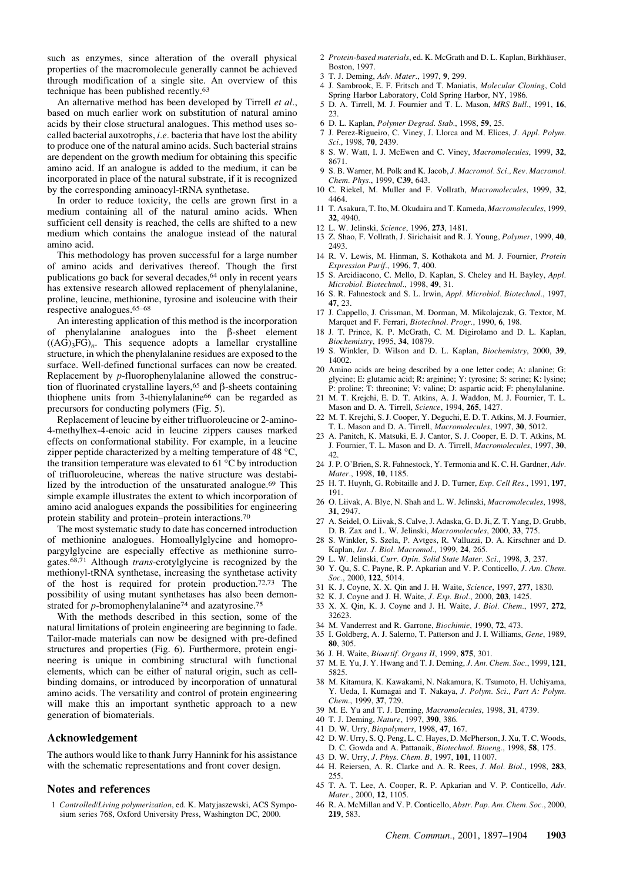such as enzymes, since alteration of the overall physical properties of the macromolecule generally cannot be achieved through modification of a single site. An overview of this technique has been published recently.[63]

An alternative method has been developed by Tirrell *et al*., based on much earlier work on substitution of natural amino acids by their close structural analogues. This method uses so-called bacterial auxotrophs, *i.e*. bacteria that have lost the ability to produce one of the natural amino acids. Such bacterial strains are dependent on the growth medium for obtaining this specific amino acid. If an analogue is added to the medium, it can be incorporated in place of the natural substrate, if it is recognized by the corresponding aminoacyl-tRNA synthetase.

In order to reduce toxicity, the cells are grown first in a medium containing all of the natural amino acids. When sufficient cell density is reached, the cells are shifted to a new medium which contains the analogue instead of the natural amino acid.

This methodology has proven successful for a large number of amino acids and derivatives thereof. Though the first publications go back for several decades,[64] only in recent years has extensive research allowed replacement of phenylalanine, proline, leucine, methionine, tyrosine and isoleucine with their respective analogues.[65–68]

An interesting application of this method is the incorporation of phenylalanine analogues into the β-sheet element $((AG)_3FG)_n$. This sequence adopts a lamellar crystalline structure, in which the phenylalanine residues are exposed to the surface. Well-defined functional surfaces can now be created. Replacement by *p*-fluorophenylalanine allowed the construction of fluorinated crystalline layers,[65] and β-sheets containing thiophene units from 3-thienylalanine[66] can be regarded as precursors for conducting polymers (Fig. 5).

Replacement of leucine by either trifluoroleucine or 2-amino-4-methylhex-4-enoic acid in leucine zippers causes marked effects on conformational stability. For example, in a leucine zipper peptide characterized by a melting temperature of 48 °C, the transition temperature was elevated to 61 °C by introduction of trifluoroleucine, whereas the native structure was destabilized by the introduction of the unsaturated analogue.[69] This simple example illustrates the extent to which incorporation of amino acid analogues expands the possibilities for engineering protein stability and protein–protein interactions.[70]

The most systematic study to date has concerned introduction of methionine analogues. Homoallylglycine and homopropargylglycine are especially effective as methionine surrogates.[68,71] Although *trans*-crotylglycine is recognized by the methionyl-tRNA synthetase, increasing the synthetase activity of the host is required for protein production.[72,73] The possibility of using mutant synthetases has also been demonstrated for *p*-bromophenylalanine[74] and azatyrosine.[75]

With the methods described in this section, some of the natural limitations of protein engineering are beginning to fade. Tailor-made materials can now be designed with pre-defined structures and properties (Fig. 6). Furthermore, protein engineering is unique in combining structural with functional elements, which can be either of natural origin, such as cell-binding domains, or introduced by incorporation of unnatural amino acids. The versatility and control of protein engineering will make this an important synthetic approach to a new generation of biomaterials.

## Acknowledgement

The authors would like to thank Jurry Hannink for his assistance with the schematic representations and front cover design.

## Notes and references

1. *Controlled/Living polymerization*, ed. K. Matyjaszewski, ACS Symposium series 768, Oxford University Press, Washington DC, 2000.
2. *Protein-based materials*, ed. K. McGrath and D. L. Kaplan, Birkhäuser, Boston, 1997.
3. T. J. Deming, *Adv. Mater*., 1997, **9**, 299.
4. J. Sambrook, E. F. Fritsch and T. Maniatis, *Molecular Cloning*, Cold Spring Harbor Laboratory, Cold Spring Harbor, NY, 1986.
5. D. A. Tirrell, M. J. Fournier and T. L. Mason, *MRS Bull*., 1991, **16**, 23.
6. D. L. Kaplan, *Polymer Degrad. Stab*., 1998, **59**, 25.
7. J. Perez-Rigueiro, C. Viney, J. Llorca and M. Elices, *J. Appl. Polym. Sci*., 1998, **70**, 2439.
8. S. W. Watt, I. J. McEwen and C. Viney, *Macromolecules*, 1999, **32**, 8671.
9. S. B. Warner, M. Polk and K. Jacob, *J. Macromol. Sci., Rev. Macromol. Chem. Phys*., 1999, **C39**, 643.
10. C. Riekel, M. Muller and F. Vollrath, *Macromolecules*, 1999, **32**, 4464.
11. T. Asakura, T. Ito, M. Okudaira and T. Kameda, *Macromolecules*, 1999, **32**, 4940.
12. L. W. Jelinski, *Science*, 1996, **273**, 1481.
13. Z. Shao, F. Vollrath, J. Sirichaisit and R. J. Young, *Polymer*, 1999, **40**, 2493.
14. R. V. Lewis, M. Hinman, S. Kothakota and M. J. Fournier, *Protein Expression Purif*., 1996, **7**, 400.
15. S. Arcidiacono, C. Mello, D. Kaplan, S. Cheley and H. Bayley, *Appl. Microbiol. Biotechnol*., 1998, **49**, 31.
16. S. R. Fahnestock and S. L. Irwin, *Appl. Microbiol. Biotechnol*., 1997, **47**, 23.
17. J. Cappello, J. Crissman, M. Dorman, M. Mikolajczak, G. Textor, M. Marquet and F. Ferrari, *Biotechnol. Progr*., 1990, **6**, 198.
18. J. T. Prince, K. P. McGrath, C. M. Digirolamo and D. L. Kaplan, *Biochemistry*, 1995, **34**, 10879.
19. S. Winkler, D. Wilson and D. L. Kaplan, *Biochemistry*, 2000, **39**, 14002.
20. Amino acids are being described by one letter code; A: alanine; G: glycine; E: glutamic acid; R: arginine; Y: tyrosine; S: serine; K: lysine; P: proline; T: threonine; V: valine; D: aspartic acid; F: phenylalanine.
21. M. T. Krejchi, E. D. T. Atkins, A. J. Waddon, M. J. Fournier, T. L. Mason and D. A. Tirrell, *Science*, 1994, **265**, 1427.
22. M. T. Krejchi, S. J. Cooper, Y. Deguchi, E. D. T. Atkins, M. J. Fournier, T. L. Mason and D. A. Tirrell, *Macromolecules*, 1997, **30**, 5012.
23. A. Panitch, K. Matsuki, E. J. Cantor, S. J. Cooper, E. D. T. Atkins, M. J. Fournier, T. L. Mason and D. A. Tirrell, *Macromolecules*, 1997, **30**, 42.
24. J. P. O'Brien, S. R. Fahnestock, Y. Termonia and K. C. H. Gardner, *Adv. Mater*., 1998, **10**, 1185.
25. H. T. Huynh, G. Robitaille and J. D. Turner, *Exp. Cell Res*., 1991, **197**, 191.
26. O. Liivak, A. Blye, N. Shah and L. W. Jelinski, *Macromolecules*, 1998, **31**, 2947.
27. A. Seidel, O. Liivak, S. Calve, J. Adaska, G. D. Ji, Z. T. Yang, D. Grubb, D. B. Zax and L. W. Jelinski, *Macromolecules*, 2000, **33**, 775.
28. S. Winkler, S. Szela, P. Avtges, R. Valluzzi, D. A. Kirschner and D. Kaplan, *Int. J. Biol. Macromol*., 1999, **24**, 265.
29. L. W. Jelinski, *Curr. Opin. Solid State Mater. Sci*., 1998, **3**, 237.
30. Y. Qu, S. C. Payne, R. P. Apkarian and V. P. Conticello, *J. Am. Chem. Soc*., 2000, **122**, 5014.
31. K. J. Coyne, X. X. Qin and J. H. Waite, *Science*, 1997, **277**, 1830.
32. K. J. Coyne and J. H. Waite, *J. Exp. Biol*., 2000, **203**, 1425.
33. X. X. Qin, K. J. Coyne and J. H. Waite, *J. Biol. Chem*., 1997, **272**, 32623.
34. M. Vanderrest and R. Garrone, *Biochimie*, 1990, **72**, 473.
35. I. Goldberg, A. J. Salerno, T. Patterson and J. I. Williams, *Gene*, 1989, **80**, 305.
36. J. H. Waite, *Bioartif. Organs II*, 1999, **875**, 301.
37. M. E. Yu, J. Y. Hwang and T. J. Deming, *J. Am. Chem. Soc*., 1999, **121**, 5825.
38. M. Kitamura, K. Kawakami, N. Nakamura, K. Tsumoto, H. Uchiyama, Y. Ueda, I. Kumagai and T. Nakaya, *J. Polym. Sci., Part A: Polym. Chem*., 1999, **37**, 729.
39. M. E. Yu and T. J. Deming, *Macromolecules*, 1998, **31**, 4739.
40. T. J. Deming, *Nature*, 1997, **390**, 386.
41. D. W. Urry, *Biopolymers*, 1998, **47**, 167.
42. D. W. Urry, S. Q. Peng, L. C. Hayes, D. McPherson, J. Xu, T. C. Woods, D. C. Gowda and A. Pattanaik, *Biotechnol. Bioeng*., 1998, **58**, 175.
43. D. W. Urry, *J. Phys. Chem. B*, 1997, **101**, 11 007.
44. H. Reiersen, A. R. Clarke and A. R. Rees, *J. Mol. Biol*., 1998, **283**, 255.
45. T. A. T. Lee, A. Cooper, R. P. Apkarian and V. P. Conticello, *Adv. Mater*., 2000, **12**, 1105.
46. R. A. McMillan and V. P. Conticello, *Abstr. Pap. Am. Chem. Soc*., 2000, **219**, 583.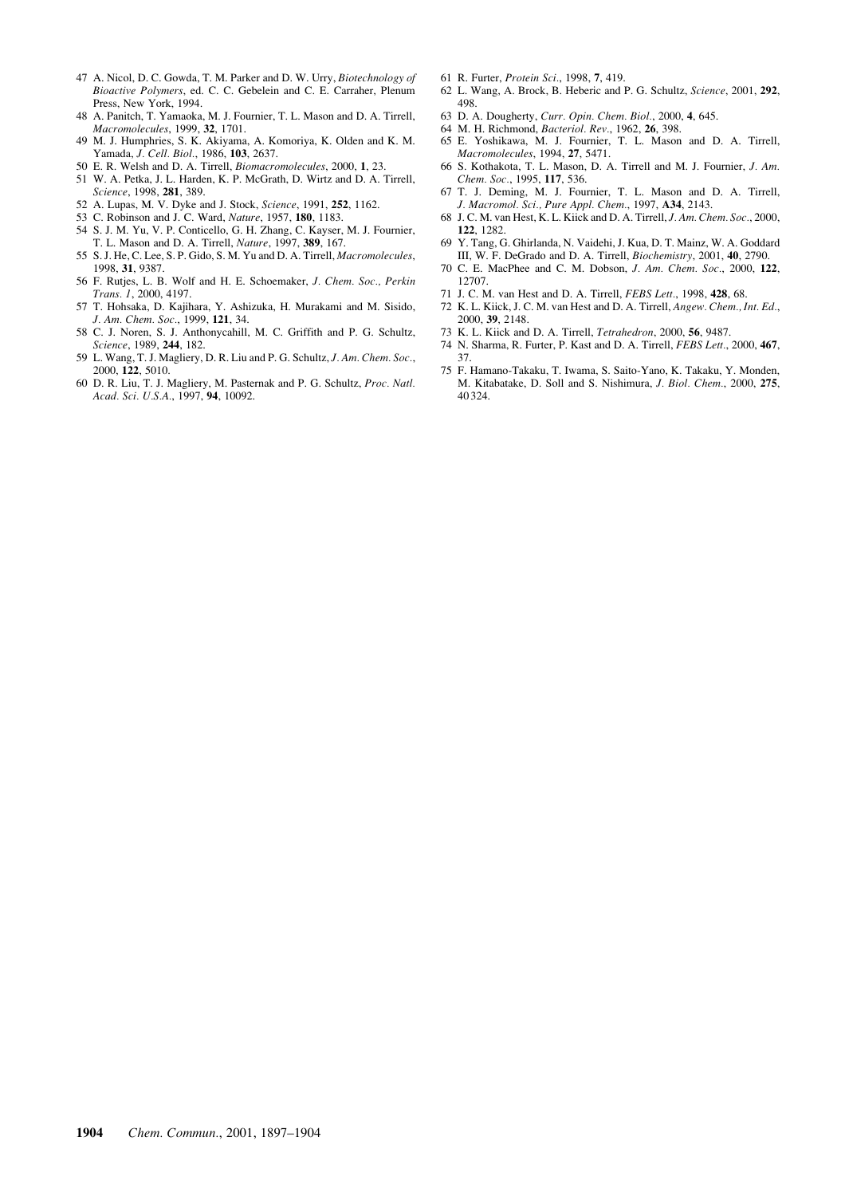47 A. Nicol, D. C. Gowda, T. M. Parker and D. W. Urry, *Biotechnology of Bioactive Polymers*, ed. C. C. Gebelein and C. E. Carraher, Plenum Press, New York, 1994.

48 A. Panitch, T. Yamaoka, M. J. Fournier, T. L. Mason and D. A. Tirrell, *Macromolecules*, 1999, **32**, 1701.

49 M. J. Humphries, S. K. Akiyama, A. Komoriya, K. Olden and K. M. Yamada, *J. Cell. Biol.*, 1986, **103**, 2637.

50 E. R. Welsh and D. A. Tirrell, *Biomacromolecules*, 2000, **1**, 23.

51 W. A. Petka, J. L. Harden, K. P. McGrath, D. Wirtz and D. A. Tirrell, *Science*, 1998, **281**, 389.

52 A. Lupas, M. V. Dyke and J. Stock, *Science*, 1991, **252**, 1162.

53 C. Robinson and J. C. Ward, *Nature*, 1957, **180**, 1183.

54 S. J. M. Yu, V. P. Conticello, G. H. Zhang, C. Kayser, M. J. Fournier, T. L. Mason and D. A. Tirrell, *Nature*, 1997, **389**, 167.

55 S. J. He, C. Lee, S. P. Gido, S. M. Yu and D. A. Tirrell, *Macromolecules*, 1998, **31**, 9387.

56 F. Rutjes, L. B. Wolf and H. E. Schoemaker, *J. Chem. Soc., Perkin Trans. 1*, 2000, 4197.

57 T. Hohsaka, D. Kajihara, Y. Ashizuka, H. Murakami and M. Sisido, *J. Am. Chem. Soc.*, 1999, **121**, 34.

58 C. J. Noren, S. J. Anthonycahill, M. C. Griffith and P. G. Schultz, *Science*, 1989, **244**, 182.

59 L. Wang, T. J. Magliery, D. R. Liu and P. G. Schultz, *J. Am. Chem. Soc.*, 2000, **122**, 5010.

60 D. R. Liu, T. J. Magliery, M. Pasternak and P. G. Schultz, *Proc. Natl. Acad. Sci. U.S.A.*, 1997, **94**, 10092.

61 R. Furter, *Protein Sci.*, 1998, **7**, 419.

62 L. Wang, A. Brock, B. Heberic and P. G. Schultz, *Science*, 2001, **292**, 498.

63 D. A. Dougherty, *Curr. Opin. Chem. Biol.*, 2000, **4**, 645.

64 M. H. Richmond, *Bacteriol. Rev.*, 1962, **26**, 398.

65 E. Yoshikawa, M. J. Fournier, T. L. Mason and D. A. Tirrell, *Macromolecules*, 1994, **27**, 5471.

66 S. Kothakota, T. L. Mason, D. A. Tirrell and M. J. Fournier, *J. Am. Chem. Soc.*, 1995, **117**, 536.

67 T. J. Deming, M. J. Fournier, T. L. Mason and D. A. Tirrell, *J. Macromol. Sci., Pure Appl. Chem.*, 1997, **A34**, 2143.

68 J. C. M. van Hest, K. L. Kiick and D. A. Tirrell, *J. Am. Chem. Soc.*, 2000, **122**, 1282.

69 Y. Tang, G. Ghirlanda, N. Vaidehi, J. Kua, D. T. Mainz, W. A. Goddard III, W. F. DeGrado and D. A. Tirrell, *Biochemistry*, 2001, **40**, 2790.

70 C. E. MacPhee and C. M. Dobson, *J. Am. Chem. Soc.*, 2000, **122**, 12707.

71 J. C. M. van Hest and D. A. Tirrell, *FEBS Lett.*, 1998, **428**, 68.

72 K. L. Kiick, J. C. M. van Hest and D. A. Tirrell, *Angew. Chem., Int. Ed.*, 2000, **39**, 2148.

73 K. L. Kiick and D. A. Tirrell, *Tetrahedron*, 2000, **56**, 9487.

74 N. Sharma, R. Furter, P. Kast and D. A. Tirrell, *FEBS Lett.*, 2000, **467**, 37.

75 F. Hamano-Takaku, T. Iwama, S. Saito-Yano, K. Takaku, Y. Monden, M. Kitabatake, D. Soll and S. Nishimura, *J. Biol. Chem.*, 2000, **275**, 40324.